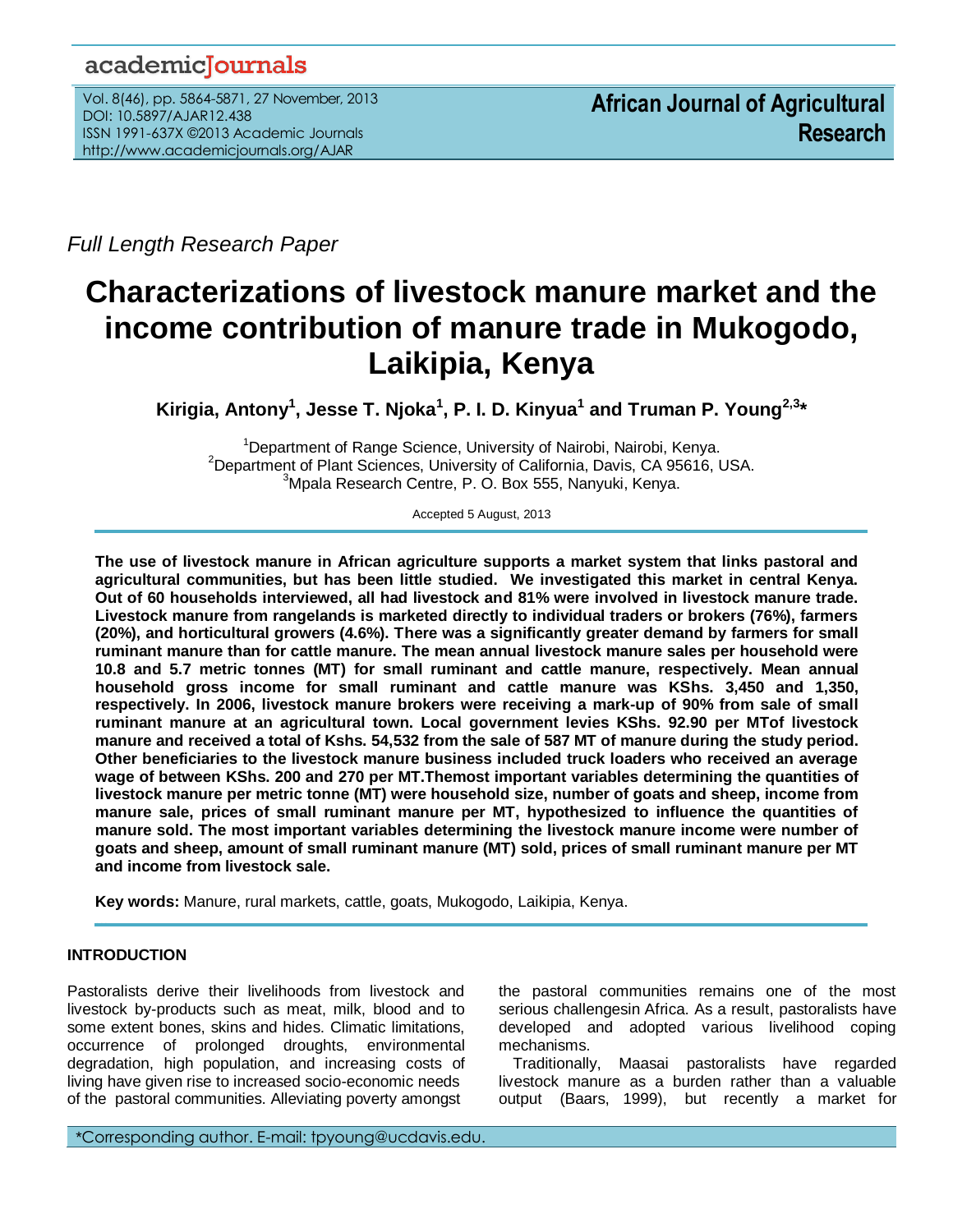Full Length Research Paper

# Characterizations of livestock manure market and the income contribution of manure trade in Mukogodo, Laikipia, Kenya

**Kirigia, Antony[1], Jesse T. Njoka[1], P. I. D. Kinyua[1] and Truman P. Young[2,3]***

[1]Department of Range Science, University of Nairobi, Nairobi, Kenya.
[2]Department of Plant Sciences, University of California, Davis, CA 95616, USA.
[3]Mpala Research Centre, P. O. Box 555, Nanyuki, Kenya.

Accepted 5 August, 2013

**The use of livestock manure in African agriculture supports a market system that links pastoral and agricultural communities, but has been little studied. We investigated this market in central Kenya. Out of 60 households interviewed, all had livestock and 81% were involved in livestock manure trade. Livestock manure from rangelands is marketed directly to individual traders or brokers (76%), farmers (20%), and horticultural growers (4.6%). There was a significantly greater demand by farmers for small ruminant manure than for cattle manure. The mean annual livestock manure sales per household were 10.8 and 5.7 metric tonnes (MT) for small ruminant and cattle manure, respectively. Mean annual household gross income for small ruminant and cattle manure was KShs. 3,450 and 1,350, respectively. In 2006, livestock manure brokers were receiving a mark-up of 90% from sale of small ruminant manure at an agricultural town. Local government levies KShs. 92.90 per MTof livestock manure and received a total of Kshs. 54,532 from the sale of 587 MT of manure during the study period. Other beneficiaries to the livestock manure business included truck loaders who received an average wage of between KShs. 200 and 270 per MT.Themost important variables determining the quantities of livestock manure per metric tonne (MT) were household size, number of goats and sheep, income from manure sale, prices of small ruminant manure per MT, hypothesized to influence the quantities of manure sold. The most important variables determining the livestock manure income were number of goats and sheep, amount of small ruminant manure (MT) sold, prices of small ruminant manure per MT and income from livestock sale.**

**Key words:** Manure, rural markets, cattle, goats, Mukogodo, Laikipia, Kenya.

## INTRODUCTION

Pastoralists derive their livelihoods from livestock and livestock by-products such as meat, milk, blood and to some extent bones, skins and hides. Climatic limitations, occurrence of prolonged droughts, environmental degradation, high population, and increasing costs of living have given rise to increased socio-economic needs of the pastoral communities. Alleviating poverty amongst the pastoral communities remains one of the most serious challengesin Africa. As a result, pastoralists have developed and adopted various livelihood coping mechanisms.

Traditionally, Maasai pastoralists have regarded livestock manure as a burden rather than a valuable output (Baars, 1999), but recently a market for

*Corresponding author. E-mail: tpyoung@ucdavis.edu.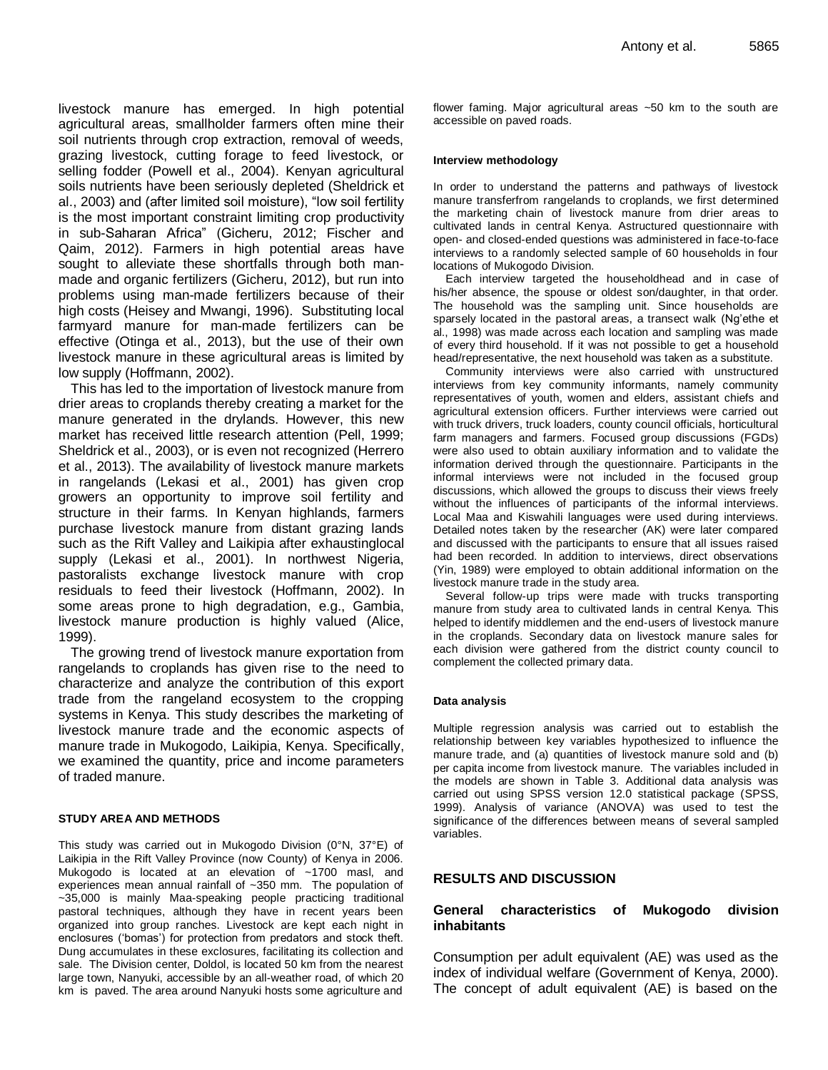livestock manure has emerged. In high potential agricultural areas, smallholder farmers often mine their soil nutrients through crop extraction, removal of weeds, grazing livestock, cutting forage to feed livestock, or selling fodder (Powell et al., 2004). Kenyan agricultural soils nutrients have been seriously depleted (Sheldrick et al., 2003) and (after limited soil moisture), "low soil fertility is the most important constraint limiting crop productivity in sub-Saharan Africa" (Gicheru, 2012; Fischer and Qaim, 2012). Farmers in high potential areas have sought to alleviate these shortfalls through both man-made and organic fertilizers (Gicheru, 2012), but run into problems using man-made fertilizers because of their high costs (Heisey and Mwangi, 1996). Substituting local farmyard manure for man-made fertilizers can be effective (Otinga et al., 2013), but the use of their own livestock manure in these agricultural areas is limited by low supply (Hoffmann, 2002).

This has led to the importation of livestock manure from drier areas to croplands thereby creating a market for the manure generated in the drylands. However, this new market has received little research attention (Pell, 1999; Sheldrick et al., 2003), or is even not recognized (Herrero et al., 2013). The availability of livestock manure markets in rangelands (Lekasi et al., 2001) has given crop growers an opportunity to improve soil fertility and structure in their farms. In Kenyan highlands, farmers purchase livestock manure from distant grazing lands such as the Rift Valley and Laikipia after exhaustinglocal supply (Lekasi et al., 2001). In northwest Nigeria, pastoralists exchange livestock manure with crop residuals to feed their livestock (Hoffmann, 2002). In some areas prone to high degradation, e.g., Gambia, livestock manure production is highly valued (Alice, 1999).

The growing trend of livestock manure exportation from rangelands to croplands has given rise to the need to characterize and analyze the contribution of this export trade from the rangeland ecosystem to the cropping systems in Kenya. This study describes the marketing of livestock manure trade and the economic aspects of manure trade in Mukogodo, Laikipia, Kenya. Specifically, we examined the quantity, price and income parameters of traded manure.

## STUDY AREA AND METHODS

This study was carried out in Mukogodo Division (0°N, 37°E) of Laikipia in the Rift Valley Province (now County) of Kenya in 2006. Mukogodo is located at an elevation of ~1700 masl, and experiences mean annual rainfall of ~350 mm. The population of ~35,000 is mainly Maa-speaking people practicing traditional pastoral techniques, although they have in recent years been organized into group ranches. Livestock are kept each night in enclosures ('bomas') for protection from predators and stock theft. Dung accumulates in these exclosures, facilitating its collection and sale. The Division center, Doldol, is located 50 km from the nearest large town, Nanyuki, accessible by an all-weather road, of which 20 km is paved. The area around Nanyuki hosts some agriculture and flower faming. Major agricultural areas ~50 km to the south are accessible on paved roads.

### Interview methodology

In order to understand the patterns and pathways of livestock manure transferfrom rangelands to croplands, we first determined the marketing chain of livestock manure from drier areas to cultivated lands in central Kenya. Astructured questionnaire with open- and closed-ended questions was administered in face-to-face interviews to a randomly selected sample of 60 households in four locations of Mukogodo Division.

Each interview targeted the householdhead and in case of his/her absence, the spouse or oldest son/daughter, in that order. The household was the sampling unit. Since households are sparsely located in the pastoral areas, a transect walk (Ng'ethe et al., 1998) was made across each location and sampling was made of every third household. If it was not possible to get a household head/representative, the next household was taken as a substitute.

Community interviews were also carried with unstructured interviews from key community informants, namely community representatives of youth, women and elders, assistant chiefs and agricultural extension officers. Further interviews were carried out with truck drivers, truck loaders, county council officials, horticultural farm managers and farmers. Focused group discussions (FGDs) were also used to obtain auxiliary information and to validate the information derived through the questionnaire. Participants in the informal interviews were not included in the focused group discussions, which allowed the groups to discuss their views freely without the influences of participants of the informal interviews. Local Maa and Kiswahili languages were used during interviews. Detailed notes taken by the researcher (AK) were later compared and discussed with the participants to ensure that all issues raised had been recorded. In addition to interviews, direct observations (Yin, 1989) were employed to obtain additional information on the livestock manure trade in the study area.

Several follow-up trips were made with trucks transporting manure from study area to cultivated lands in central Kenya. This helped to identify middlemen and the end-users of livestock manure in the croplands. Secondary data on livestock manure sales for each division were gathered from the district county council to complement the collected primary data.

### Data analysis

Multiple regression analysis was carried out to establish the relationship between key variables hypothesized to influence the manure trade, and (a) quantities of livestock manure sold and (b) per capita income from livestock manure. The variables included in the models are shown in Table 3. Additional data analysis was carried out using SPSS version 12.0 statistical package (SPSS, 1999). Analysis of variance (ANOVA) was used to test the significance of the differences between means of several sampled variables.

## RESULTS AND DISCUSSION

### General characteristics of Mukogodo division inhabitants

Consumption per adult equivalent (AE) was used as the index of individual welfare (Government of Kenya, 2000). The concept of adult equivalent (AE) is based on the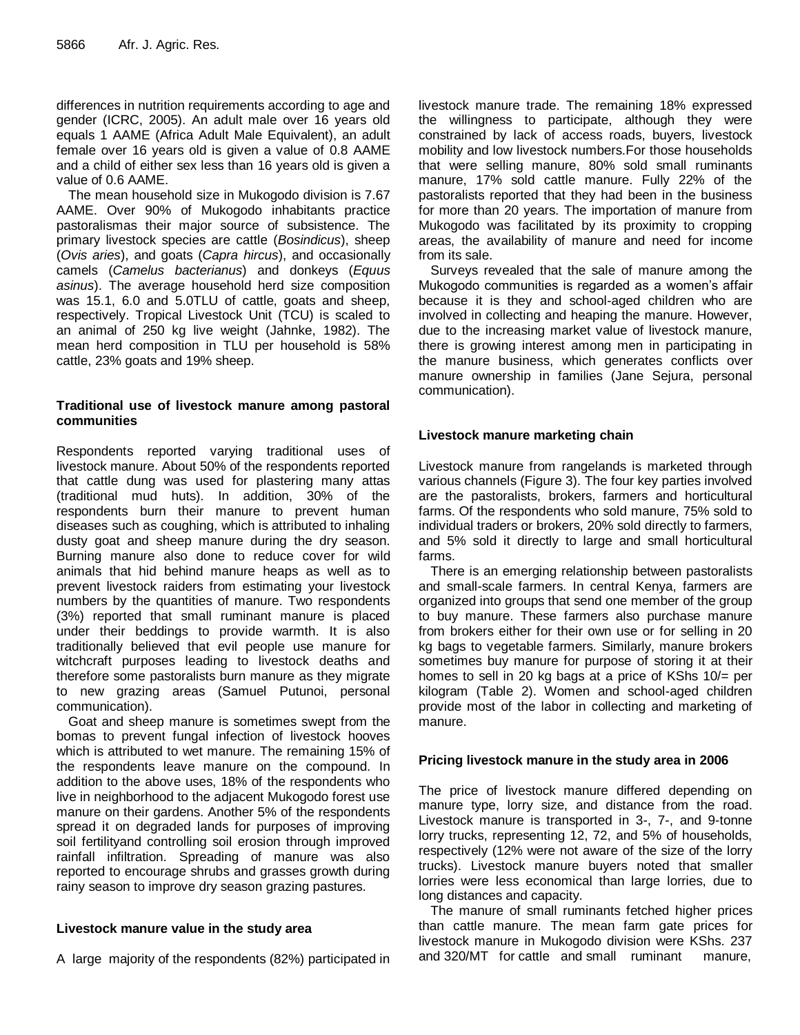differences in nutrition requirements according to age and gender (ICRC, 2005). An adult male over 16 years old equals 1 AAME (Africa Adult Male Equivalent), an adult female over 16 years old is given a value of 0.8 AAME and a child of either sex less than 16 years old is given a value of 0.6 AAME.

The mean household size in Mukogodo division is 7.67 AAME. Over 90% of Mukogodo inhabitants practice pastoralismas their major source of subsistence. The primary livestock species are cattle (*Bosindicus*), sheep (*Ovis aries*), and goats (*Capra hircus*), and occasionally camels (*Camelus bacterianus*) and donkeys (*Equus asinus*). The average household herd size composition was 15.1, 6.0 and 5.0TLU of cattle, goats and sheep, respectively. Tropical Livestock Unit (TCU) is scaled to an animal of 250 kg live weight (Jahnke, 1982). The mean herd composition in TLU per household is 58% cattle, 23% goats and 19% sheep.

### Traditional use of livestock manure among pastoral communities

Respondents reported varying traditional uses of livestock manure. About 50% of the respondents reported that cattle dung was used for plastering many attas (traditional mud huts). In addition, 30% of the respondents burn their manure to prevent human diseases such as coughing, which is attributed to inhaling dusty goat and sheep manure during the dry season. Burning manure also done to reduce cover for wild animals that hid behind manure heaps as well as to prevent livestock raiders from estimating your livestock numbers by the quantities of manure. Two respondents (3%) reported that small ruminant manure is placed under their beddings to provide warmth. It is also traditionally believed that evil people use manure for witchcraft purposes leading to livestock deaths and therefore some pastoralists burn manure as they migrate to new grazing areas (Samuel Putunoi, personal communication).

Goat and sheep manure is sometimes swept from the bomas to prevent fungal infection of livestock hooves which is attributed to wet manure. The remaining 15% of the respondents leave manure on the compound. In addition to the above uses, 18% of the respondents who live in neighborhood to the adjacent Mukogodo forest use manure on their gardens. Another 5% of the respondents spread it on degraded lands for purposes of improving soil fertilityand controlling soil erosion through improved rainfall infiltration. Spreading of manure was also reported to encourage shrubs and grasses growth during rainy season to improve dry season grazing pastures.

### Livestock manure value in the study area

A large majority of the respondents (82%) participated in livestock manure trade. The remaining 18% expressed the willingness to participate, although they were constrained by lack of access roads, buyers, livestock mobility and low livestock numbers.For those households that were selling manure, 80% sold small ruminants manure, 17% sold cattle manure. Fully 22% of the pastoralists reported that they had been in the business for more than 20 years. The importation of manure from Mukogodo was facilitated by its proximity to cropping areas, the availability of manure and need for income from its sale.

Surveys revealed that the sale of manure among the Mukogodo communities is regarded as a women's affair because it is they and school-aged children who are involved in collecting and heaping the manure. However, due to the increasing market value of livestock manure, there is growing interest among men in participating in the manure business, which generates conflicts over manure ownership in families (Jane Sejura, personal communication).

### Livestock manure marketing chain

Livestock manure from rangelands is marketed through various channels (Figure 3). The four key parties involved are the pastoralists, brokers, farmers and horticultural farms. Of the respondents who sold manure, 75% sold to individual traders or brokers, 20% sold directly to farmers, and 5% sold it directly to large and small horticultural farms.

There is an emerging relationship between pastoralists and small-scale farmers. In central Kenya, farmers are organized into groups that send one member of the group to buy manure. These farmers also purchase manure from brokers either for their own use or for selling in 20 kg bags to vegetable farmers. Similarly, manure brokers sometimes buy manure for purpose of storing it at their homes to sell in 20 kg bags at a price of KShs 10/= per kilogram (Table 2). Women and school-aged children provide most of the labor in collecting and marketing of manure.

### Pricing livestock manure in the study area in 2006

The price of livestock manure differed depending on manure type, lorry size, and distance from the road. Livestock manure is transported in 3-, 7-, and 9-tonne lorry trucks, representing 12, 72, and 5% of households, respectively (12% were not aware of the size of the lorry trucks). Livestock manure buyers noted that smaller lorries were less economical than large lorries, due to long distances and capacity.

The manure of small ruminants fetched higher prices than cattle manure. The mean farm gate prices for livestock manure in Mukogodo division were KShs. 237 and 320/MT for cattle and small ruminant manure,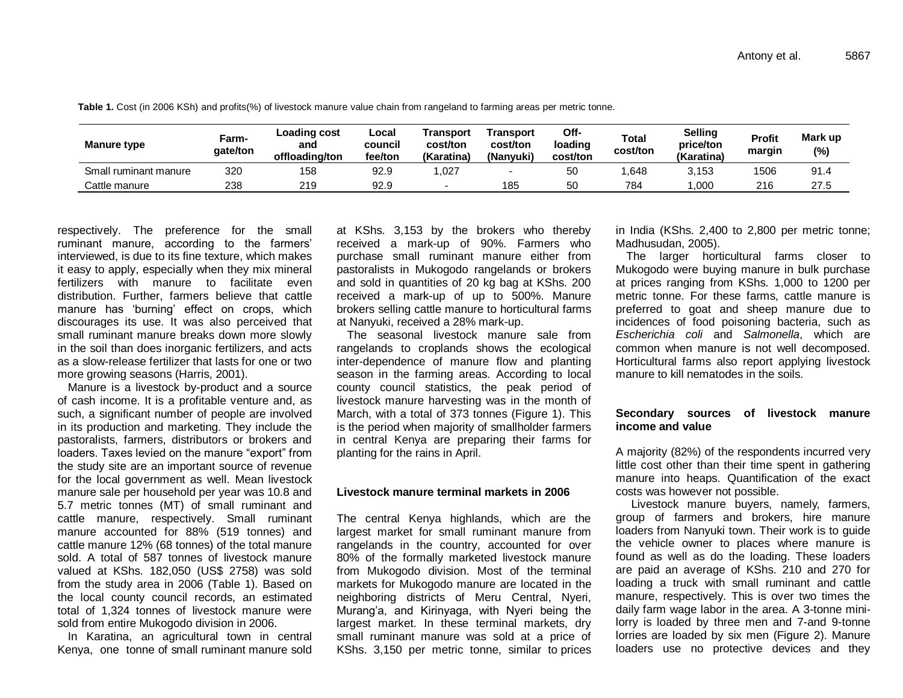**Table 1.** Cost (in 2006 KSh) and profits(%) of livestock manure value chain from rangeland to farming areas per metric tonne.

| Manure type | Farm-gate/ton | Loading cost and offloading/ton | Local council fee/ton | Transport cost/ton (Karatina) | Transport cost/ton (Nanyuki) | Off-loading cost/ton | Total cost/ton | Selling price/ton (Karatina) | Profit margin | Mark up (%) |
|---|---|---|---|---|---|---|---|---|---|---|
| Small ruminant manure | 320 | 158 | 92.9 | 1,027 | - | 50 | 1,648 | 3,153 | 1506 | 91.4 |
| Cattle manure | 238 | 219 | 92.9 | - | 185 | 50 | 784 | 1,000 | 216 | 27.5 |

respectively. The preference for the small ruminant manure, according to the farmers' interviewed, is due to its fine texture, which makes it easy to apply, especially when they mix mineral fertilizers with manure to facilitate even distribution. Further, farmers believe that cattle manure has 'burning' effect on crops, which discourages its use. It was also perceived that small ruminant manure breaks down more slowly in the soil than does inorganic fertilizers, and acts as a slow-release fertilizer that lasts for one or two more growing seasons (Harris, 2001).

Manure is a livestock by-product and a source of cash income. It is a profitable venture and, as such, a significant number of people are involved in its production and marketing. They include the pastoralists, farmers, distributors or brokers and loaders. Taxes levied on the manure "export" from the study site are an important source of revenue for the local government as well. Mean livestock manure sale per household per year was 10.8 and 5.7 metric tonnes (MT) of small ruminant and cattle manure, respectively. Small ruminant manure accounted for 88% (519 tonnes) and cattle manure 12% (68 tonnes) of the total manure sold. A total of 587 tonnes of livestock manure valued at KShs. 182,050 (US$ 2758) was sold from the study area in 2006 (Table 1). Based on the local county council records, an estimated total of 1,324 tonnes of livestock manure were sold from entire Mukogodo division in 2006.

In Karatina, an agricultural town in central Kenya, one tonne of small ruminant manure sold at KShs. 3,153 by the brokers who thereby received a mark-up of 90%. Farmers who purchase small ruminant manure either from pastoralists in Mukogodo rangelands or brokers and sold in quantities of 20 kg bag at KShs. 200 received a mark-up of up to 500%. Manure brokers selling cattle manure to horticultural farms at Nanyuki, received a 28% mark-up.

The seasonal livestock manure sale from rangelands to croplands shows the ecological inter-dependence of manure flow and planting season in the farming areas. According to local county council statistics, the peak period of livestock manure harvesting was in the month of March, with a total of 373 tonnes (Figure 1). This is the period when majority of smallholder farmers in central Kenya are preparing their farms for planting for the rains in April.

### Livestock manure terminal markets in 2006

The central Kenya highlands, which are the largest market for small ruminant manure from rangelands in the country, accounted for over 80% of the formally marketed livestock manure from Mukogodo division. Most of the terminal markets for Mukogodo manure are located in the neighboring districts of Meru Central, Nyeri, Murang'a, and Kirinyaga, with Nyeri being the largest market. In these terminal markets, dry small ruminant manure was sold at a price of KShs. 3,150 per metric tonne, similar to prices in India (KShs. 2,400 to 2,800 per metric tonne; Madhusudan, 2005).

The larger horticultural farms closer to Mukogodo were buying manure in bulk purchase at prices ranging from KShs. 1,000 to 1200 per metric tonne. For these farms, cattle manure is preferred to goat and sheep manure due to incidences of food poisoning bacteria, such as *Escherichia coli* and *Salmonella*, which are common when manure is not well decomposed. Horticultural farms also report applying livestock manure to kill nematodes in the soils.

### Secondary sources of livestock manure income and value

A majority (82%) of the respondents incurred very little cost other than their time spent in gathering manure into heaps. Quantification of the exact costs was however not possible.

Livestock manure buyers, namely, farmers, group of farmers and brokers, hire manure loaders from Nanyuki town. Their work is to guide the vehicle owner to places where manure is found as well as do the loading. These loaders are paid an average of KShs. 210 and 270 for loading a truck with small ruminant and cattle manure, respectively. This is over two times the daily farm wage labor in the area. A 3-tonne mini-lorry is loaded by three men and 7-and 9-tonne lorries are loaded by six men (Figure 2). Manure loaders use no protective devices and they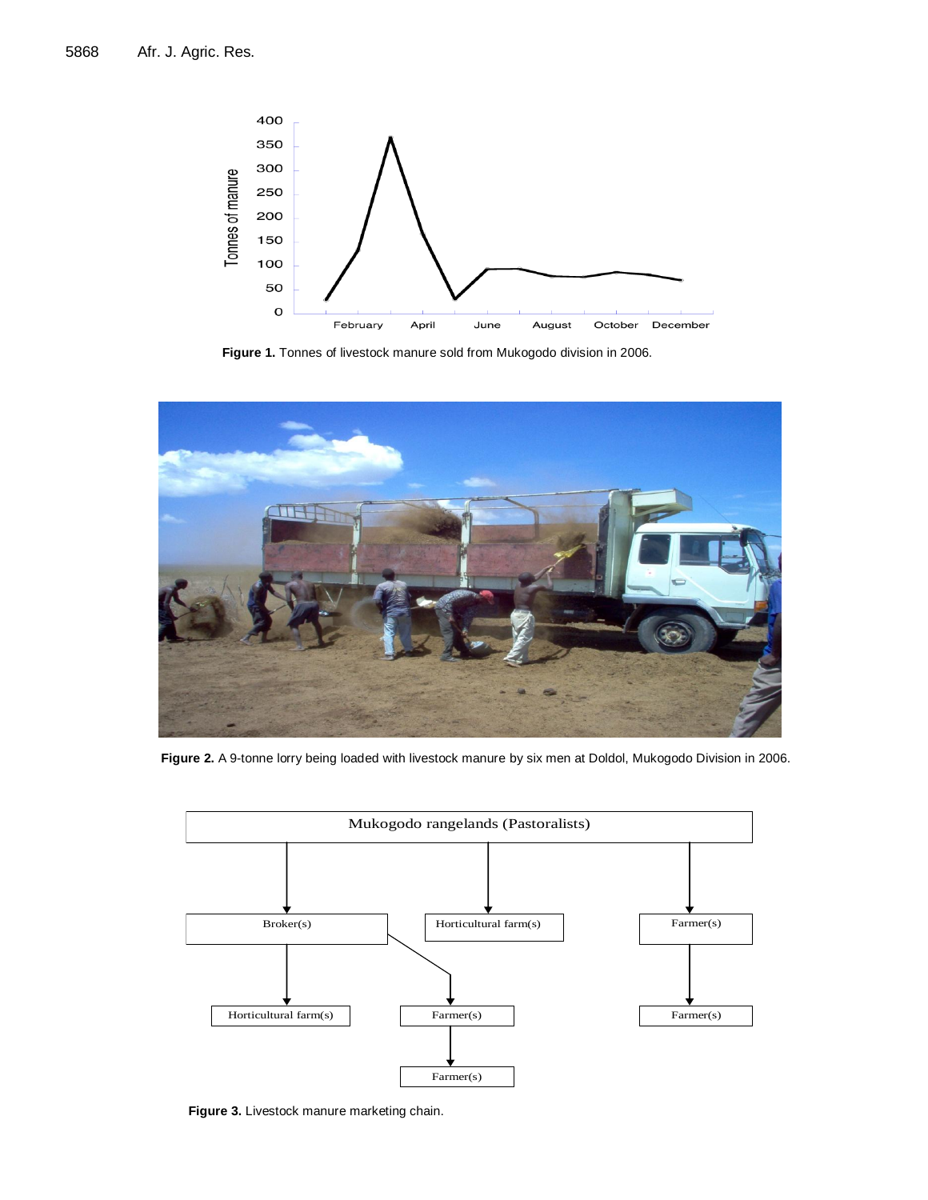Figure 1. Tonnes of livestock manure sold from Mukogodo division in 2006.

Figure 2. A 9-tonne lorry being loaded with livestock manure by six men at Doldol, Mukogodo Division in 2006.

Figure 3. Livestock manure marketing chain.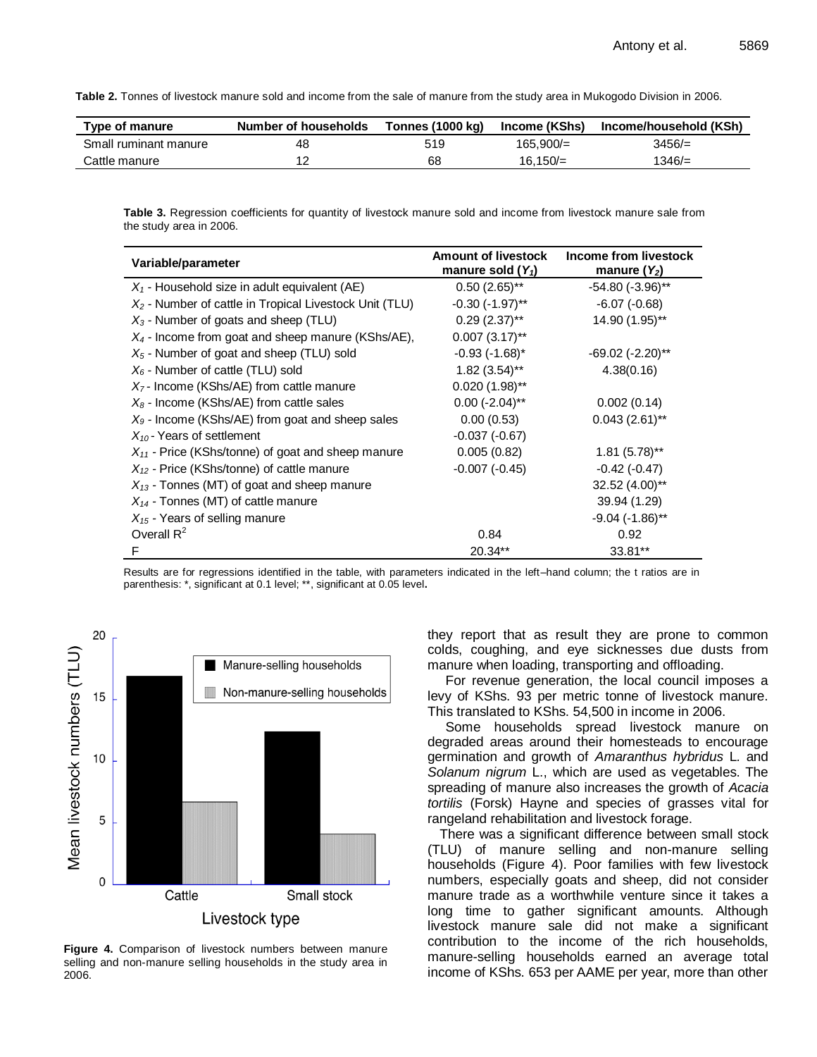**Table 2.** Tonnes of livestock manure sold and income from the sale of manure from the study area in Mukogodo Division in 2006.

| Type of manure | Number of households | Tonnes (1000 kg) | Income (KShs) | Income/household (KSh) |
|---|---|---|---|---|
| Small ruminant manure | 48 | 519 | 165,900/= | 3456/= |
| Cattle manure | 12 | 68 | 16,150/= | 1346/= |

**Table 3.** Regression coefficients for quantity of livestock manure sold and income from livestock manure sale from the study area in 2006.

| Variable/parameter | Amount of livestock manure sold ($Y_1$) | Income from livestock manure ($Y_2$) |
|---|---|---|
| $X_1$ - Household size in adult equivalent (AE) | 0.50 (2.65)** | -54.80 (-3.96)** |
| $X_2$ - Number of cattle in Tropical Livestock Unit (TLU) | -0.30 (-1.97)** | -6.07 (-0.68) |
| $X_3$ - Number of goats and sheep (TLU) | 0.29 (2.37)** | 14.90 (1.95)** |
| $X_4$ - Income from goat and sheep manure (KShs/AE), | 0.007 (3.17)** | |
| $X_5$ - Number of goat and sheep (TLU) sold | -0.93 (-1.68)* | -69.02 (-2.20)** |
| $X_6$ - Number of cattle (TLU) sold | 1.82 (3.54)** | 4.38(0.16) |
| $X_7$ - Income (KShs/AE) from cattle manure | 0.020 (1.98)** | |
| $X_8$ - Income (KShs/AE) from cattle sales | 0.00 (-2.04)** | 0.002 (0.14) |
| $X_9$ - Income (KShs/AE) from goat and sheep sales | 0.00 (0.53) | 0.043 (2.61)** |
| $X_{10}$ - Years of settlement | -0.037 (-0.67) | |
| $X_{11}$ - Price (KShs/tonne) of goat and sheep manure | 0.005 (0.82) | 1.81 (5.78)** |
| $X_{12}$ - Price (KShs/tonne) of cattle manure | -0.007 (-0.45) | -0.42 (-0.47) |
| $X_{13}$ - Tonnes (MT) of goat and sheep manure | | 32.52 (4.00)** |
| $X_{14}$ - Tonnes (MT) of cattle manure | | 39.94 (1.29) |
| $X_{15}$ - Years of selling manure | | -9.04 (-1.86)** |
| Overall $R^2$ | 0.84 | 0.92 |
| F | 20.34** | 33.81** |

Results are for regressions identified in the table, with parameters indicated in the left–hand column; the t ratios are in parenthesis: *, significant at 0.1 level; **, significant at 0.05 level.

**Figure 4.** Comparison of livestock numbers between manure selling and non-manure selling households in the study area in 2006.

they report that as result they are prone to common colds, coughing, and eye sicknesses due dusts from manure when loading, transporting and offloading.

For revenue generation, the local council imposes a levy of KShs. 93 per metric tonne of livestock manure. This translated to KShs. 54,500 in income in 2006.

Some households spread livestock manure on degraded areas around their homesteads to encourage germination and growth of *Amaranthus hybridus* L. and *Solanum nigrum* L., which are used as vegetables. The spreading of manure also increases the growth of *Acacia tortilis* (Forsk) Hayne and species of grasses vital for rangeland rehabilitation and livestock forage.

There was a significant difference between small stock (TLU) of manure selling and non-manure selling households (Figure 4). Poor families with few livestock numbers, especially goats and sheep, did not consider manure trade as a worthwhile venture since it takes a long time to gather significant amounts. Although livestock manure sale did not make a significant contribution to the income of the rich households, manure-selling households earned an average total income of KShs. 653 per AAME per year, more than other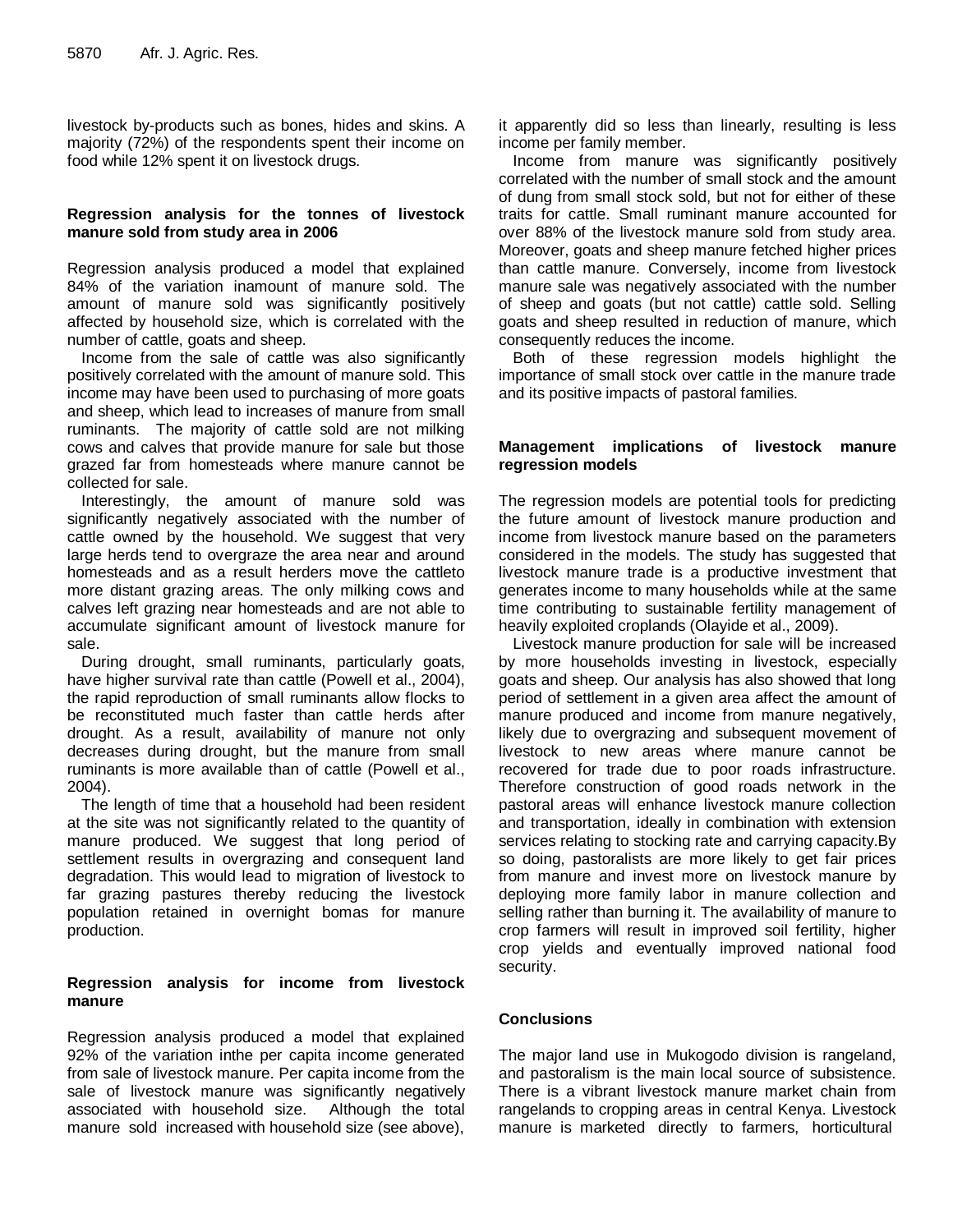livestock by-products such as bones, hides and skins. A majority (72%) of the respondents spent their income on food while 12% spent it on livestock drugs.

### Regression analysis for the tonnes of livestock manure sold from study area in 2006

Regression analysis produced a model that explained 84% of the variation inamount of manure sold. The amount of manure sold was significantly positively affected by household size, which is correlated with the number of cattle, goats and sheep.

Income from the sale of cattle was also significantly positively correlated with the amount of manure sold. This income may have been used to purchasing of more goats and sheep, which lead to increases of manure from small ruminants. The majority of cattle sold are not milking cows and calves that provide manure for sale but those grazed far from homesteads where manure cannot be collected for sale.

Interestingly, the amount of manure sold was significantly negatively associated with the number of cattle owned by the household. We suggest that very large herds tend to overgraze the area near and around homesteads and as a result herders move the cattleto more distant grazing areas. The only milking cows and calves left grazing near homesteads and are not able to accumulate significant amount of livestock manure for sale.

During drought, small ruminants, particularly goats, have higher survival rate than cattle (Powell et al., 2004), the rapid reproduction of small ruminants allow flocks to be reconstituted much faster than cattle herds after drought. As a result, availability of manure not only decreases during drought, but the manure from small ruminants is more available than of cattle (Powell et al., 2004).

The length of time that a household had been resident at the site was not significantly related to the quantity of manure produced. We suggest that long period of settlement results in overgrazing and consequent land degradation. This would lead to migration of livestock to far grazing pastures thereby reducing the livestock population retained in overnight bomas for manure production.

### Regression analysis for income from livestock manure

Regression analysis produced a model that explained 92% of the variation inthe per capita income generated from sale of livestock manure. Per capita income from the sale of livestock manure was significantly negatively associated with household size. Although the total manure sold increased with household size (see above), it apparently did so less than linearly, resulting is less income per family member.

Income from manure was significantly positively correlated with the number of small stock and the amount of dung from small stock sold, but not for either of these traits for cattle. Small ruminant manure accounted for over 88% of the livestock manure sold from study area. Moreover, goats and sheep manure fetched higher prices than cattle manure. Conversely, income from livestock manure sale was negatively associated with the number of sheep and goats (but not cattle) cattle sold. Selling goats and sheep resulted in reduction of manure, which consequently reduces the income.

Both of these regression models highlight the importance of small stock over cattle in the manure trade and its positive impacts of pastoral families.

### Management implications of livestock manure regression models

The regression models are potential tools for predicting the future amount of livestock manure production and income from livestock manure based on the parameters considered in the models. The study has suggested that livestock manure trade is a productive investment that generates income to many households while at the same time contributing to sustainable fertility management of heavily exploited croplands (Olayide et al., 2009).

Livestock manure production for sale will be increased by more households investing in livestock, especially goats and sheep. Our analysis has also showed that long period of settlement in a given area affect the amount of manure produced and income from manure negatively, likely due to overgrazing and subsequent movement of livestock to new areas where manure cannot be recovered for trade due to poor roads infrastructure. Therefore construction of good roads network in the pastoral areas will enhance livestock manure collection and transportation, ideally in combination with extension services relating to stocking rate and carrying capacity.By so doing, pastoralists are more likely to get fair prices from manure and invest more on livestock manure by deploying more family labor in manure collection and selling rather than burning it. The availability of manure to crop farmers will result in improved soil fertility, higher crop yields and eventually improved national food security.

## Conclusions

The major land use in Mukogodo division is rangeland, and pastoralism is the main local source of subsistence. There is a vibrant livestock manure market chain from rangelands to cropping areas in central Kenya. Livestock manure is marketed directly to farmers, horticultural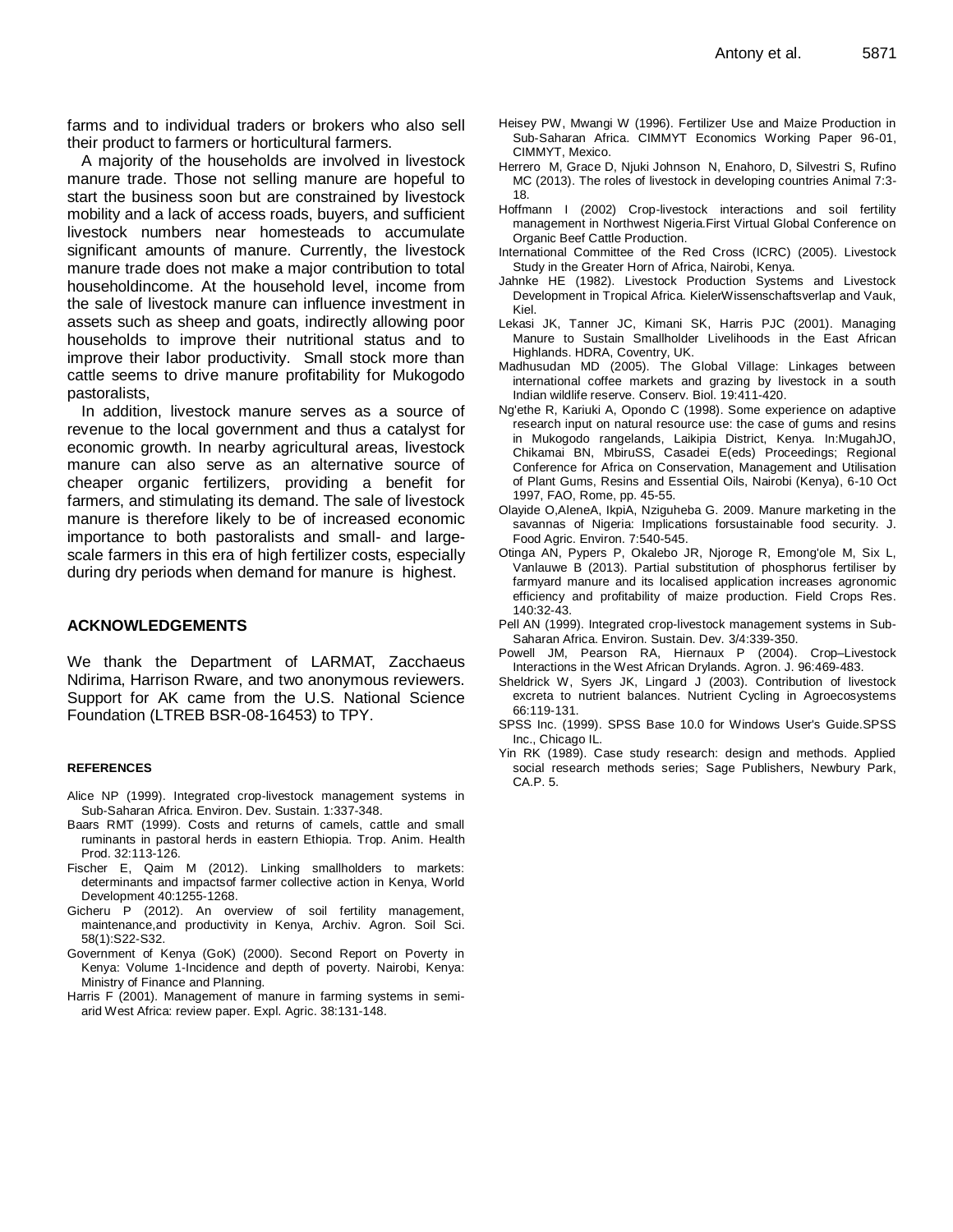farms and to individual traders or brokers who also sell their product to farmers or horticultural farmers.

A majority of the households are involved in livestock manure trade. Those not selling manure are hopeful to start the business soon but are constrained by livestock mobility and a lack of access roads, buyers, and sufficient livestock numbers near homesteads to accumulate significant amounts of manure. Currently, the livestock manure trade does not make a major contribution to total householdincome. At the household level, income from the sale of livestock manure can influence investment in assets such as sheep and goats, indirectly allowing poor households to improve their nutritional status and to improve their labor productivity. Small stock more than cattle seems to drive manure profitability for Mukogodo pastoralists,

In addition, livestock manure serves as a source of revenue to the local government and thus a catalyst for economic growth. In nearby agricultural areas, livestock manure can also serve as an alternative source of cheaper organic fertilizers, providing a benefit for farmers, and stimulating its demand. The sale of livestock manure is therefore likely to be of increased economic importance to both pastoralists and small- and large-scale farmers in this era of high fertilizer costs, especially during dry periods when demand for manure is highest.

## ACKNOWLEDGEMENTS

We thank the Department of LARMAT, Zacchaeus Ndirima, Harrison Rware, and two anonymous reviewers. Support for AK came from the U.S. National Science Foundation (LTREB BSR-08-16453) to TPY.

## REFERENCES

Alice NP (1999). Integrated crop-livestock management systems in Sub-Saharan Africa. Environ. Dev. Sustain. 1:337-348.

Baars RMT (1999). Costs and returns of camels, cattle and small ruminants in pastoral herds in eastern Ethiopia. Trop. Anim. Health Prod. 32:113-126.

Fischer E, Qaim M (2012). Linking smallholders to markets: determinants and impactsof farmer collective action in Kenya, World Development 40:1255-1268.

Gicheru P (2012). An overview of soil fertility management, maintenance,and productivity in Kenya, Archiv. Agron. Soil Sci. 58(1):S22-S32.

Government of Kenya (GoK) (2000). Second Report on Poverty in Kenya: Volume 1-Incidence and depth of poverty. Nairobi, Kenya: Ministry of Finance and Planning.

Harris F (2001). Management of manure in farming systems in semi-arid West Africa: review paper. Expl. Agric. 38:131-148.

Heisey PW, Mwangi W (1996). Fertilizer Use and Maize Production in Sub-Saharan Africa. CIMMYT Economics Working Paper 96-01, CIMMYT, Mexico.

Herrero M, Grace D, Njuki Johnson N, Enahoro, D, Silvestri S, Rufino MC (2013). The roles of livestock in developing countries Animal 7:3-18.

Hoffmann I (2002) Crop-livestock interactions and soil fertility management in Northwest Nigeria.First Virtual Global Conference on Organic Beef Cattle Production.

International Committee of the Red Cross (ICRC) (2005). Livestock Study in the Greater Horn of Africa, Nairobi, Kenya.

Jahnke HE (1982). Livestock Production Systems and Livestock Development in Tropical Africa. KielerWissenschaftsverlap and Vauk, Kiel.

Lekasi JK, Tanner JC, Kimani SK, Harris PJC (2001). Managing Manure to Sustain Smallholder Livelihoods in the East African Highlands. HDRA, Coventry, UK.

Madhusudan MD (2005). The Global Village: Linkages between international coffee markets and grazing by livestock in a south Indian wildlife reserve. Conserv. Biol. 19:411-420.

Ng'ethe R, Kariuki A, Opondo C (1998). Some experience on adaptive research input on natural resource use: the case of gums and resins in Mukogodo rangelands, Laikipia District, Kenya. In:MugahJO, Chikamai BN, MbiruSS, Casadei E(eds) Proceedings; Regional Conference for Africa on Conservation, Management and Utilisation of Plant Gums, Resins and Essential Oils, Nairobi (Kenya), 6-10 Oct 1997, FAO, Rome, pp. 45-55.

Olayide O,AleneA, IkpiA, Nziguheba G. 2009. Manure marketing in the savannas of Nigeria: Implications forsustainable food security. J. Food Agric. Environ. 7:540-545.

Otinga AN, Pypers P, Okalebo JR, Njoroge R, Emong'ole M, Six L, Vanlauwe B (2013). Partial substitution of phosphorus fertiliser by farmyard manure and its localised application increases agronomic efficiency and profitability of maize production. Field Crops Res. 140:32-43.

Pell AN (1999). Integrated crop-livestock management systems in Sub-Saharan Africa. Environ. Sustain. Dev. 3/4:339-350.

Powell JM, Pearson RA, Hiernaux P (2004). Crop–Livestock Interactions in the West African Drylands. Agron. J. 96:469-483.

Sheldrick W, Syers JK, Lingard J (2003). Contribution of livestock excreta to nutrient balances. Nutrient Cycling in Agroecosystems 66:119-131.

SPSS Inc. (1999). SPSS Base 10.0 for Windows User's Guide.SPSS Inc., Chicago IL.

Yin RK (1989). Case study research: design and methods. Applied social research methods series; Sage Publishers, Newbury Park, CA.P. 5.